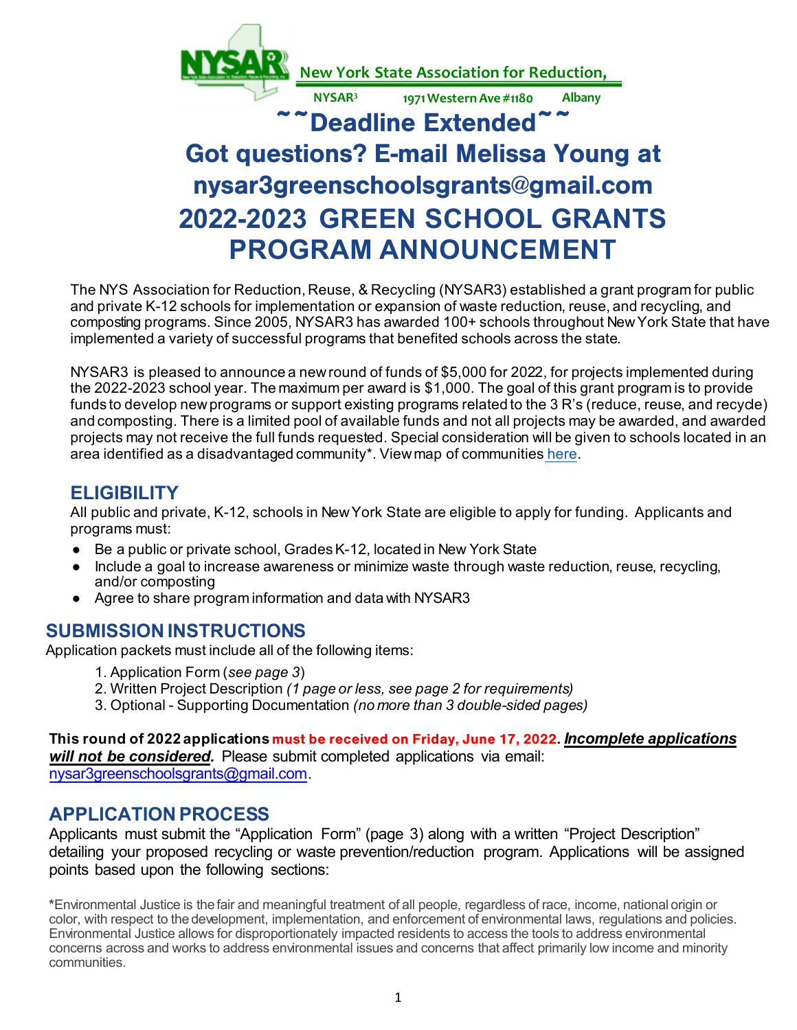New York State Association for Reduction,

NYSAR³ 1971 Western Ave #1180 Albany

# ~~Deadline Extended~~

# Got questions? E-mail Melissa Young at nysar3greenschoolsgrants@gmail.com

# 2022-2023 GREEN SCHOOL GRANTS PROGRAM ANNOUNCEMENT

The NYS Association for Reduction, Reuse, & Recycling (NYSAR3) established a grant program for public and private K-12 schools for implementation or expansion of waste reduction, reuse, and recycling, and composting programs. Since 2005, NYSAR3 has awarded 100+ schools throughout New York State that have implemented a variety of successful programs that benefited schools across the state.

NYSAR3 is pleased to announce a new round of funds of $5,000 for 2022, for projects implemented during the 2022-2023 school year. The maximum per award is $1,000. The goal of this grant program is to provide funds to develop new programs or support existing programs related to the 3 R's (reduce, reuse, and recycle) and composting. There is a limited pool of available funds and not all projects may be awarded, and awarded projects may not receive the full funds requested. Special consideration will be given to schools located in an area identified as a disadvantaged community*. View map of communities here.

## ELIGIBILITY

All public and private, K-12, schools in New York State are eligible to apply for funding. Applicants and programs must:

- Be a public or private school, Grades K-12, located in New York State
- Include a goal to increase awareness or minimize waste through waste reduction, reuse, recycling, and/or composting
- Agree to share program information and data with NYSAR3

## SUBMISSION INSTRUCTIONS

Application packets must include all of the following items:

1. Application Form (*see page 3*)
2. Written Project Description *(1 page or less, see page 2 for requirements)*
3. Optional - Supporting Documentation *(no more than 3 double-sided pages)*

**This round of 2022 applications must be received on Friday, June 17, 2022. *Incomplete applications will not be considered.*** Please submit completed applications via email: nysar3greenschoolsgrants@gmail.com.

## APPLICATION PROCESS

Applicants must submit the "Application Form" (page 3) along with a written "Project Description" detailing your proposed recycling or waste prevention/reduction program. Applications will be assigned points based upon the following sections:

*Environmental Justice is the fair and meaningful treatment of all people, regardless of race, income, national origin or color, with respect to the development, implementation, and enforcement of environmental laws, regulations and policies. Environmental Justice allows for disproportionately impacted residents to access the tools to address environmental concerns across and works to address environmental issues and concerns that affect primarily low income and minority communities.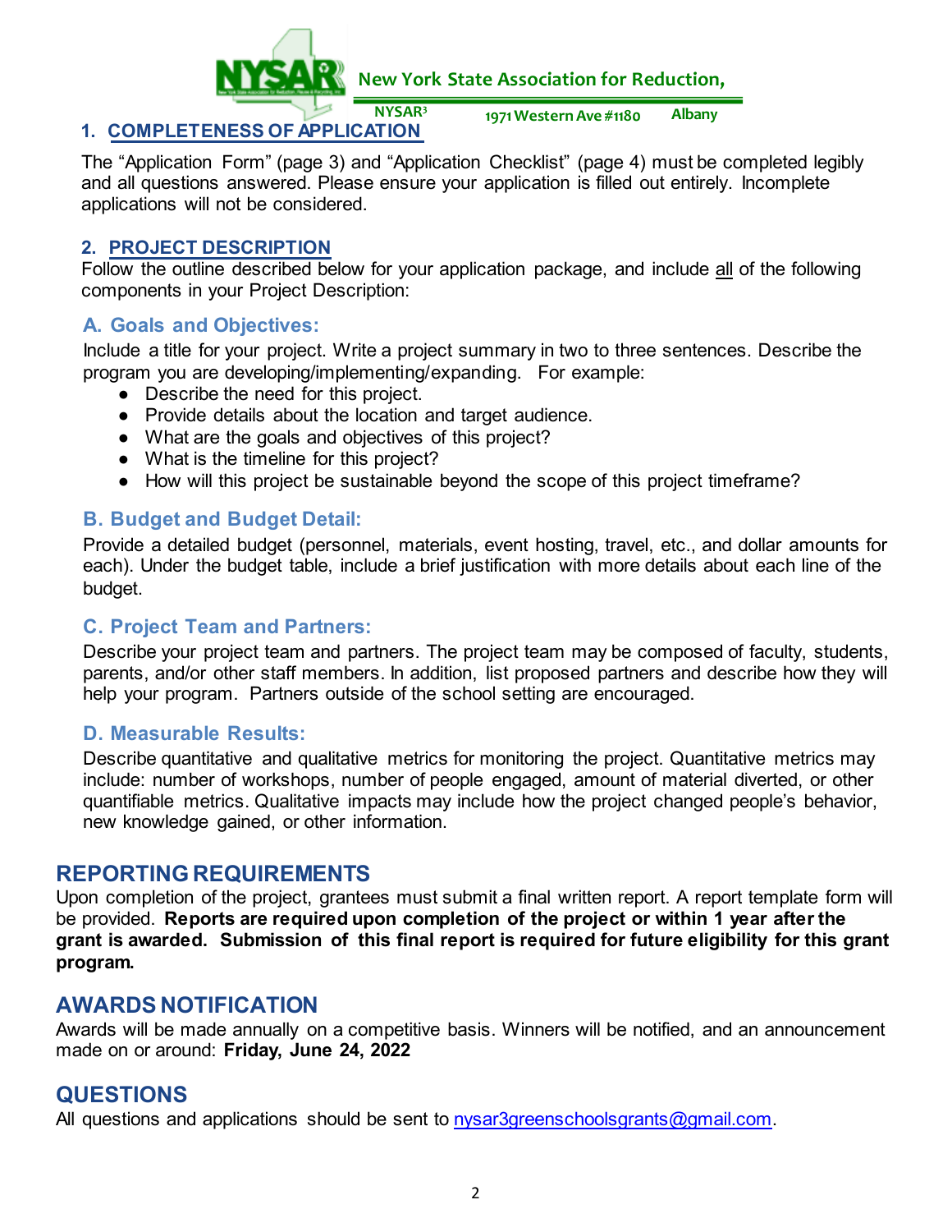## 1. COMPLETENESS OF APPLICATION

The "Application Form" (page 3) and "Application Checklist" (page 4) must be completed legibly and all questions answered. Please ensure your application is filled out entirely. Incomplete applications will not be considered.

## 2. PROJECT DESCRIPTION

Follow the outline described below for your application package, and include all of the following components in your Project Description:

### A. Goals and Objectives:

Include a title for your project. Write a project summary in two to three sentences. Describe the program you are developing/implementing/expanding. For example:

- Describe the need for this project.
- Provide details about the location and target audience.
- What are the goals and objectives of this project?
- What is the timeline for this project?
- How will this project be sustainable beyond the scope of this project timeframe?

### B. Budget and Budget Detail:

Provide a detailed budget (personnel, materials, event hosting, travel, etc., and dollar amounts for each). Under the budget table, include a brief justification with more details about each line of the budget.

### C. Project Team and Partners:

Describe your project team and partners. The project team may be composed of faculty, students, parents, and/or other staff members. In addition, list proposed partners and describe how they will help your program. Partners outside of the school setting are encouraged.

### D. Measurable Results:

Describe quantitative and qualitative metrics for monitoring the project. Quantitative metrics may include: number of workshops, number of people engaged, amount of material diverted, or other quantifiable metrics. Qualitative impacts may include how the project changed people's behavior, new knowledge gained, or other information.

## REPORTING REQUIREMENTS

Upon completion of the project, grantees must submit a final written report. A report template form will be provided. **Reports are required upon completion of the project or within 1 year after the grant is awarded. Submission of this final report is required for future eligibility for this grant program.**

## AWARDS NOTIFICATION

Awards will be made annually on a competitive basis. Winners will be notified, and an announcement made on or around: **Friday, June 24, 2022**

## QUESTIONS

All questions and applications should be sent to nysar3greenschoolsgrants@gmail.com.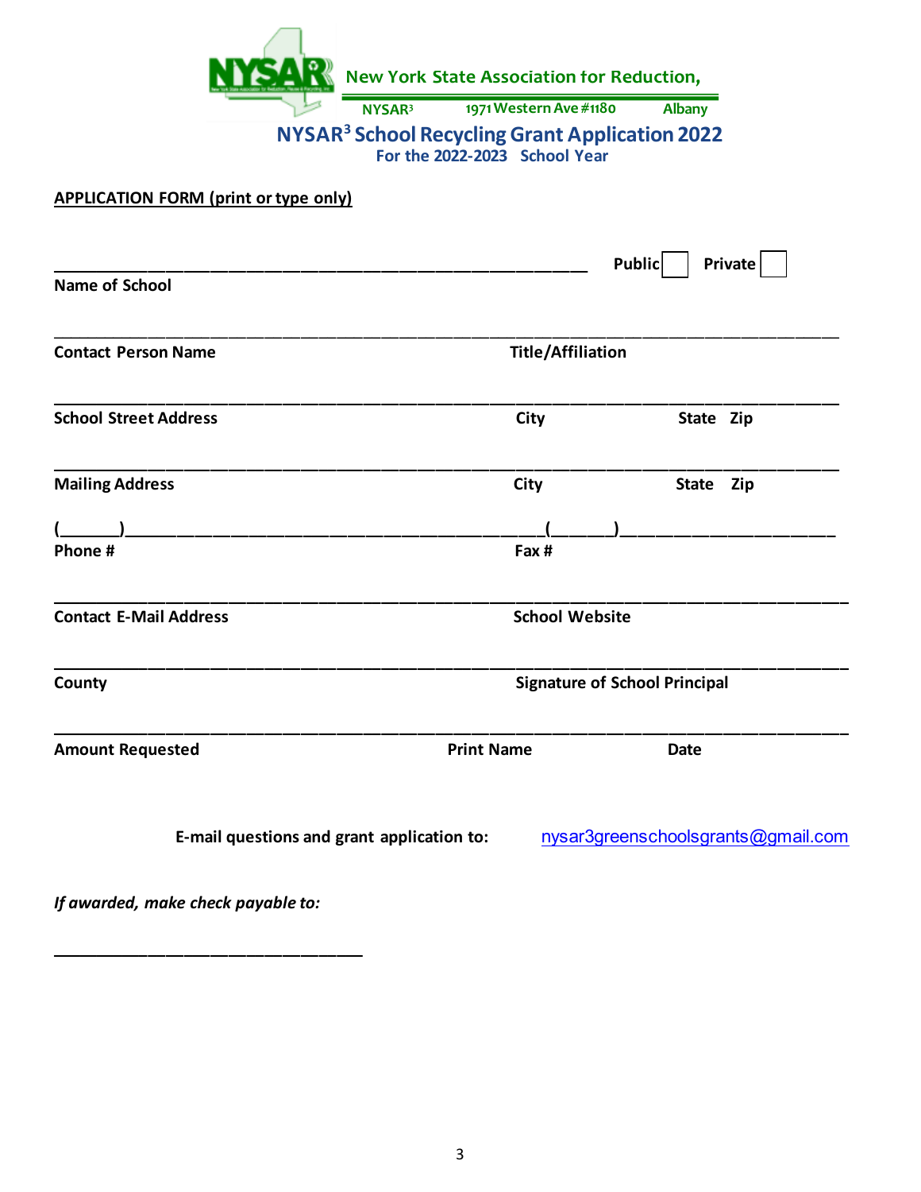New York State Association for Reduction,

NYSAR[3] 1971 Western Ave #1180 Albany

# NYSAR[3] School Recycling Grant Application 2022

**For the 2022-2023 School Year**

**APPLICATION FORM (print or type only)**

________________________________________________ **Public** ☐ **Private** ☐

**Name of School**

________________________________________________________________________

**Contact Person Name** **Title/Affiliation**

________________________________________________________________________

**School Street Address** **City** **State Zip**

________________________________________________________________________

**Mailing Address** **City** **State Zip**

(______)________________________________________(______)____________________

**Phone #** **Fax #**

________________________________________________________________________

**Contact E-Mail Address** **School Website**

________________________________________________________________________

**County** **Signature of School Principal**

________________________________________________________________________

**Amount Requested** **Print Name** **Date**

**E-mail questions and grant application to:** nysar3greenschoolsgrants@gmail.com

***If awarded, make check payable to:***

________________________________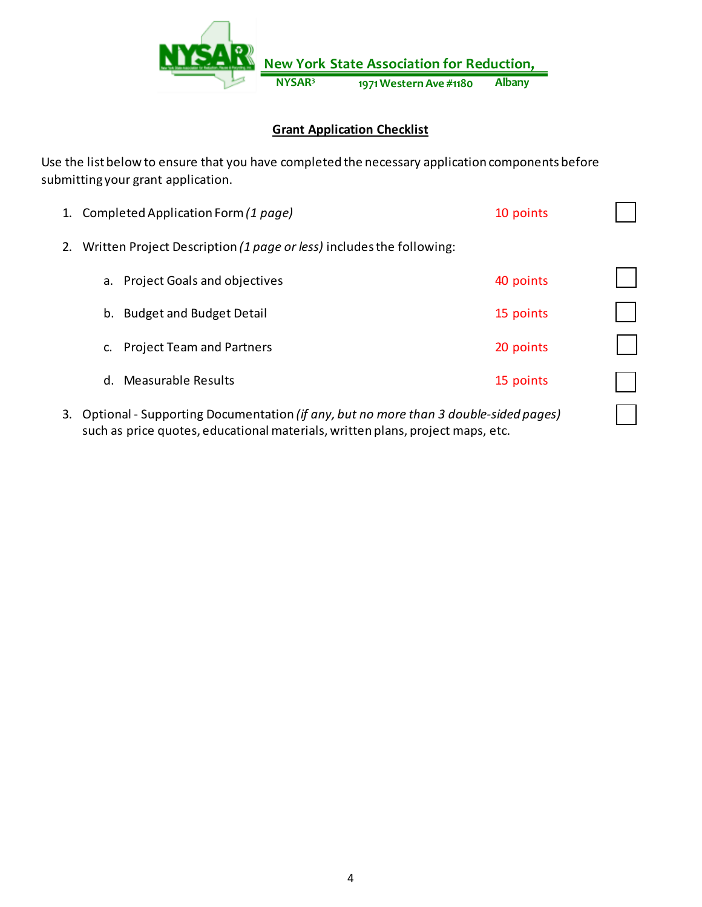New York State Association for Reduction,

NYSAR3 1971 Western Ave #1180 Albany

## Grant Application Checklist

Use the list below to ensure that you have completed the necessary application components before submitting your grant application.

1. Completed Application Form *(1 page)* 10 points ☐
2. Written Project Description *(1 page or less)* includes the following:
   a. Project Goals and objectives 40 points ☐
   b. Budget and Budget Detail 15 points ☐
   c. Project Team and Partners 20 points ☐
   d. Measurable Results 15 points ☐
3. Optional - Supporting Documentation *(if any, but no more than 3 double-sided pages)* such as price quotes, educational materials, written plans, project maps, etc. ☐